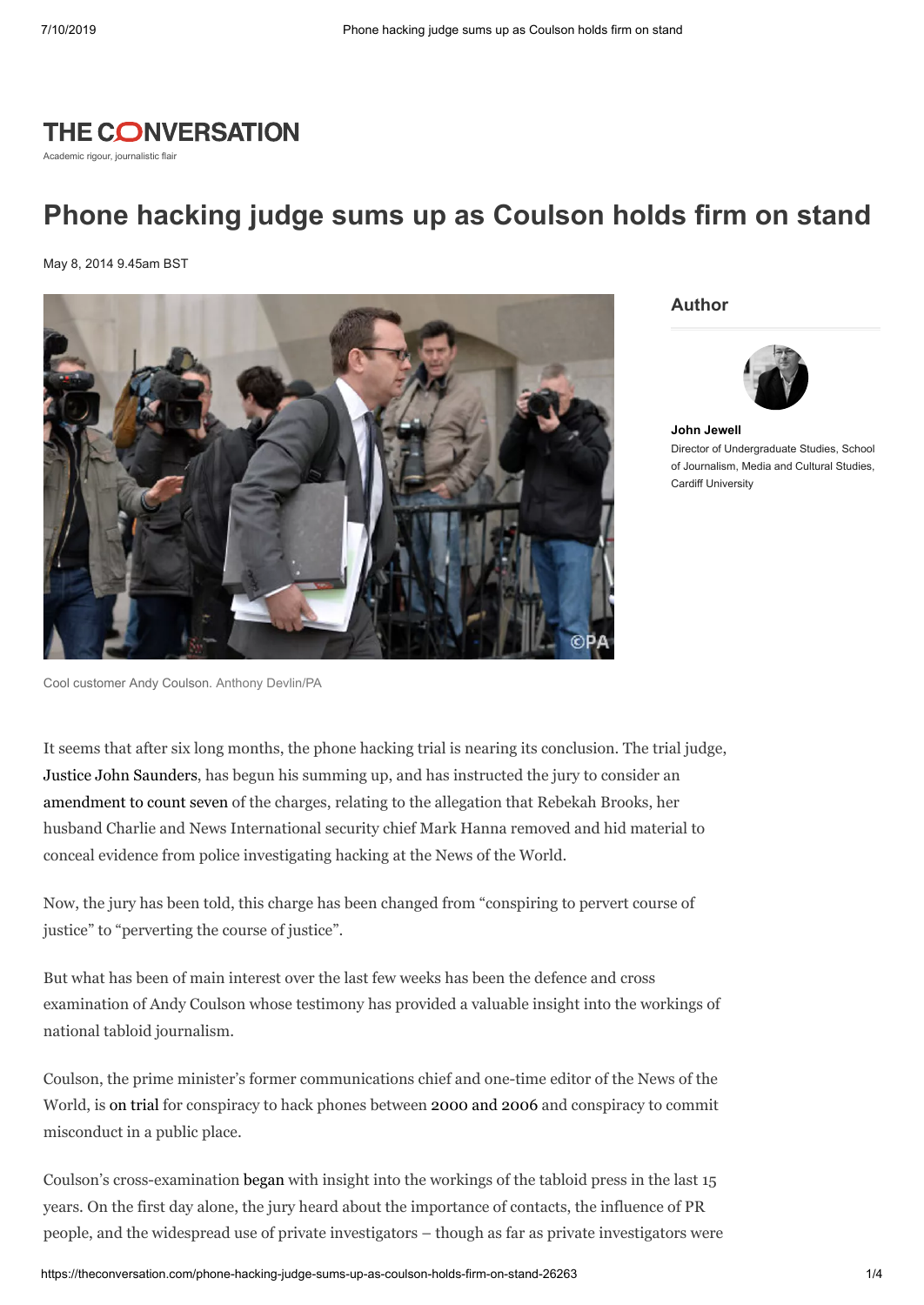THE CONVERSATION

Academic rigour, journalistic flair

# Phone hacking judge sums up as Coulson holds firm on stand

May 8, 2014 9.45am BST

Cool customer Andy Coulson. Anthony Devlin/PA

**Author**

**John Jewell**
Director of Undergraduate Studies, School of Journalism, Media and Cultural Studies, Cardiff University

It seems that after six long months, the phone hacking trial is nearing its conclusion. The trial judge, Justice John Saunders, has begun his summing up, and has instructed the jury to consider an amendment to count seven of the charges, relating to the allegation that Rebekah Brooks, her husband Charlie and News International security chief Mark Hanna removed and hid material to conceal evidence from police investigating hacking at the News of the World.

Now, the jury has been told, this charge has been changed from "conspiring to pervert course of justice" to "perverting the course of justice".

But what has been of main interest over the last few weeks has been the defence and cross examination of Andy Coulson whose testimony has provided a valuable insight into the workings of national tabloid journalism.

Coulson, the prime minister's former communications chief and one-time editor of the News of the World, is on trial for conspiracy to hack phones between 2000 and 2006 and conspiracy to commit misconduct in a public place.

Coulson's cross-examination began with insight into the workings of the tabloid press in the last 15 years. On the first day alone, the jury heard about the importance of contacts, the influence of PR people, and the widespread use of private investigators – though as far as private investigators were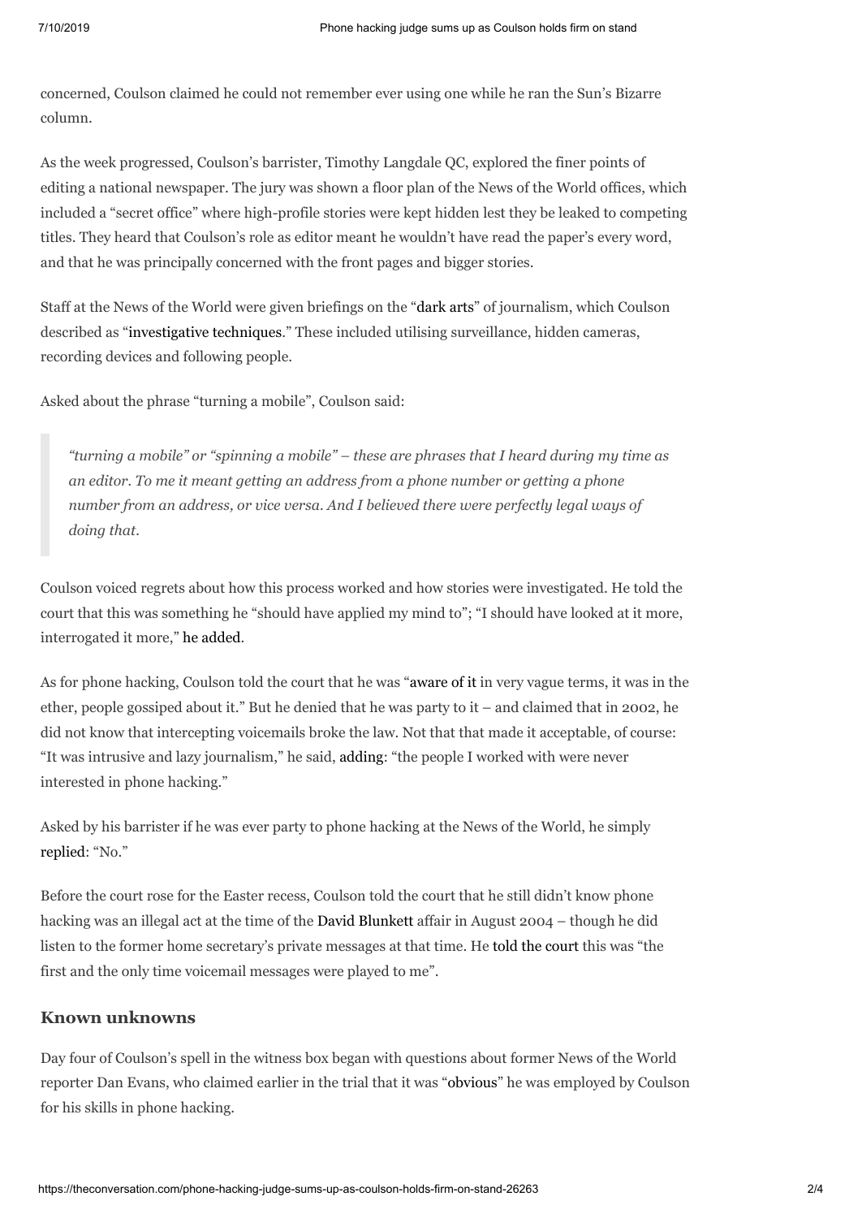concerned, Coulson claimed he could not remember ever using one while he ran the Sun's Bizarre column.

As the week progressed, Coulson's barrister, Timothy Langdale QC, explored the finer points of editing a national newspaper. The jury was shown a floor plan of the News of the World offices, which included a "secret office" where high-profile stories were kept hidden lest they be leaked to competing titles. They heard that Coulson's role as editor meant he wouldn't have read the paper's every word, and that he was principally concerned with the front pages and bigger stories.

Staff at the News of the World were given briefings on the "dark arts" of journalism, which Coulson described as "investigative techniques." These included utilising surveillance, hidden cameras, recording devices and following people.

Asked about the phrase "turning a mobile", Coulson said:

> *"turning a mobile" or "spinning a mobile" – these are phrases that I heard during my time as an editor. To me it meant getting an address from a phone number or getting a phone number from an address, or vice versa. And I believed there were perfectly legal ways of doing that.*

Coulson voiced regrets about how this process worked and how stories were investigated. He told the court that this was something he "should have applied my mind to"; "I should have looked at it more, interrogated it more," he added.

As for phone hacking, Coulson told the court that he was "aware of it in very vague terms, it was in the ether, people gossiped about it." But he denied that he was party to it – and claimed that in 2002, he did not know that intercepting voicemails broke the law. Not that that made it acceptable, of course: "It was intrusive and lazy journalism," he said, adding: "the people I worked with were never interested in phone hacking."

Asked by his barrister if he was ever party to phone hacking at the News of the World, he simply replied: "No."

Before the court rose for the Easter recess, Coulson told the court that he still didn't know phone hacking was an illegal act at the time of the David Blunkett affair in August 2004 – though he did listen to the former home secretary's private messages at that time. He told the court this was "the first and the only time voicemail messages were played to me".

## Known unknowns

Day four of Coulson's spell in the witness box began with questions about former News of the World reporter Dan Evans, who claimed earlier in the trial that it was "obvious" he was employed by Coulson for his skills in phone hacking.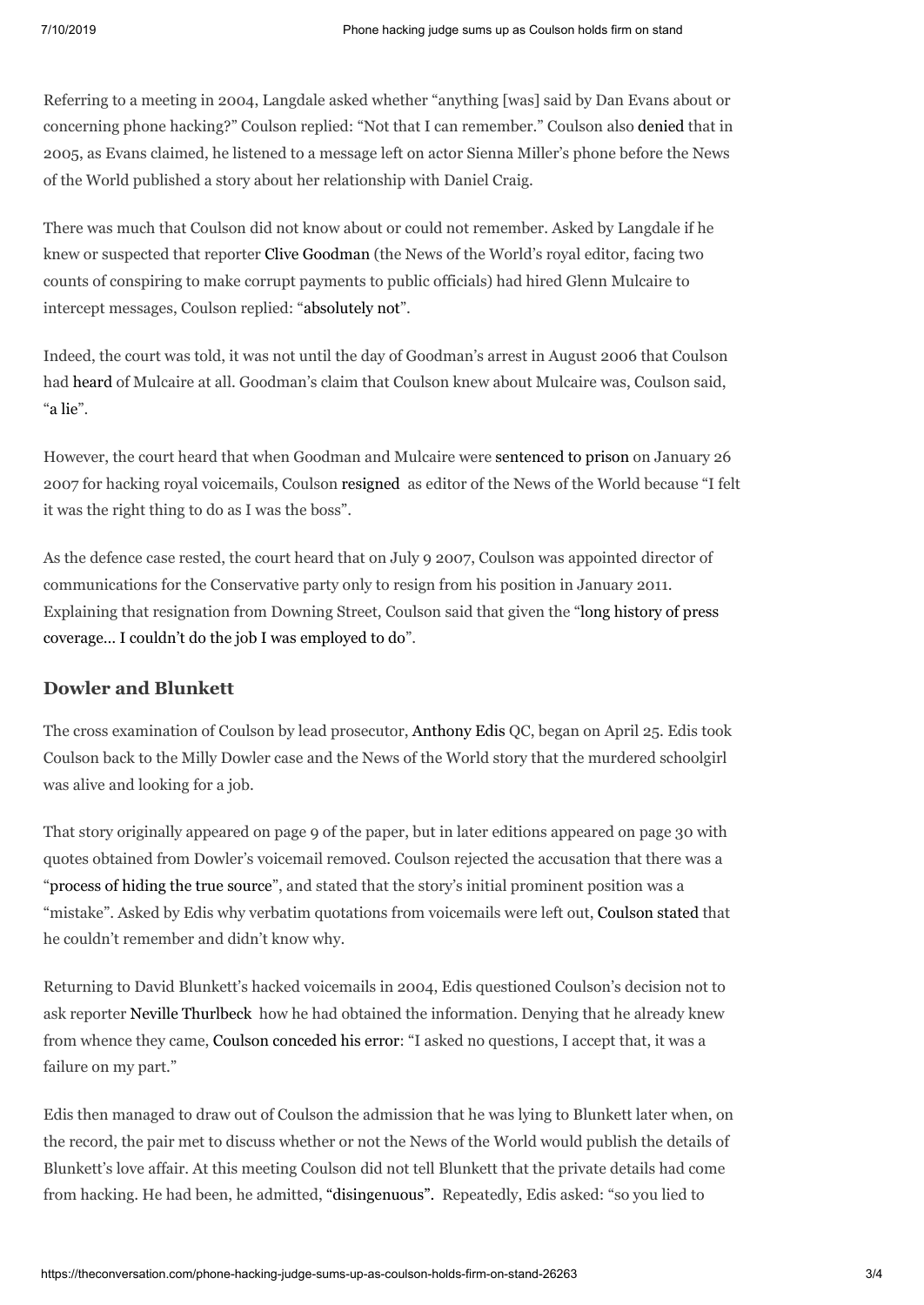Referring to a meeting in 2004, Langdale asked whether "anything [was] said by Dan Evans about or concerning phone hacking?" Coulson replied: "Not that I can remember." Coulson also denied that in 2005, as Evans claimed, he listened to a message left on actor Sienna Miller's phone before the News of the World published a story about her relationship with Daniel Craig.

There was much that Coulson did not know about or could not remember. Asked by Langdale if he knew or suspected that reporter Clive Goodman (the News of the World's royal editor, facing two counts of conspiring to make corrupt payments to public officials) had hired Glenn Mulcaire to intercept messages, Coulson replied: "absolutely not".

Indeed, the court was told, it was not until the day of Goodman's arrest in August 2006 that Coulson had heard of Mulcaire at all. Goodman's claim that Coulson knew about Mulcaire was, Coulson said, "a lie".

However, the court heard that when Goodman and Mulcaire were sentenced to prison on January 26 2007 for hacking royal voicemails, Coulson resigned as editor of the News of the World because "I felt it was the right thing to do as I was the boss".

As the defence case rested, the court heard that on July 9 2007, Coulson was appointed director of communications for the Conservative party only to resign from his position in January 2011. Explaining that resignation from Downing Street, Coulson said that given the "long history of press coverage... I couldn't do the job I was employed to do".

### Dowler and Blunkett

The cross examination of Coulson by lead prosecutor, Anthony Edis QC, began on April 25. Edis took Coulson back to the Milly Dowler case and the News of the World story that the murdered schoolgirl was alive and looking for a job.

That story originally appeared on page 9 of the paper, but in later editions appeared on page 30 with quotes obtained from Dowler's voicemail removed. Coulson rejected the accusation that there was a "process of hiding the true source", and stated that the story's initial prominent position was a "mistake". Asked by Edis why verbatim quotations from voicemails were left out, Coulson stated that he couldn't remember and didn't know why.

Returning to David Blunkett's hacked voicemails in 2004, Edis questioned Coulson's decision not to ask reporter Neville Thurlbeck how he had obtained the information. Denying that he already knew from whence they came, Coulson conceded his error: "I asked no questions, I accept that, it was a failure on my part."

Edis then managed to draw out of Coulson the admission that he was lying to Blunkett later when, on the record, the pair met to discuss whether or not the News of the World would publish the details of Blunkett's love affair. At this meeting Coulson did not tell Blunkett that the private details had come from hacking. He had been, he admitted, "disingenuous". Repeatedly, Edis asked: "so you lied to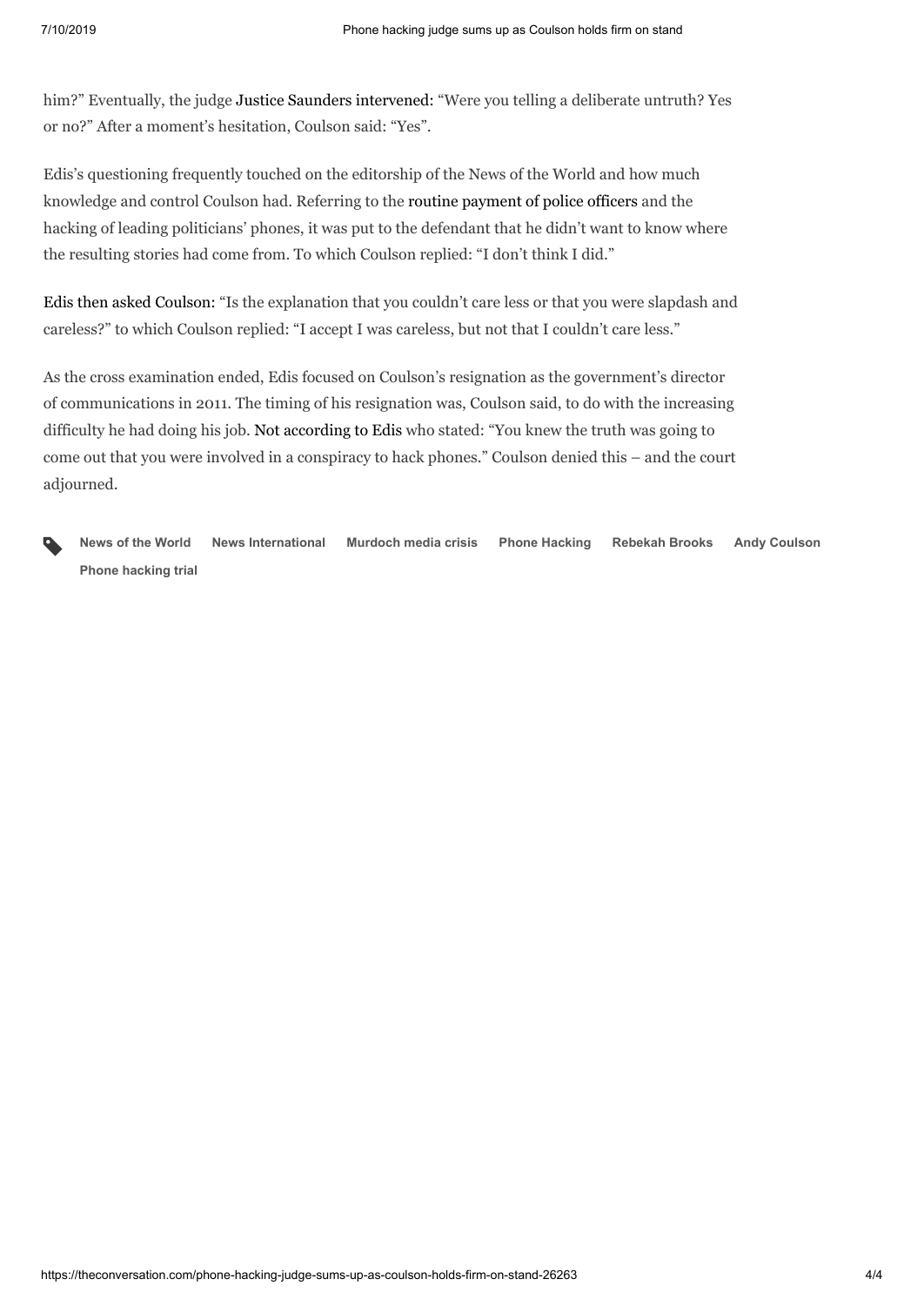him?" Eventually, the judge Justice Saunders intervened: "Were you telling a deliberate untruth? Yes or no?" After a moment's hesitation, Coulson said: "Yes".

Edis's questioning frequently touched on the editorship of the News of the World and how much knowledge and control Coulson had. Referring to the routine payment of police officers and the hacking of leading politicians' phones, it was put to the defendant that he didn't want to know where the resulting stories had come from. To which Coulson replied: "I don't think I did."

Edis then asked Coulson: "Is the explanation that you couldn't care less or that you were slapdash and careless?" to which Coulson replied: "I accept I was careless, but not that I couldn't care less."

As the cross examination ended, Edis focused on Coulson's resignation as the government's director of communications in 2011. The timing of his resignation was, Coulson said, to do with the increasing difficulty he had doing his job. Not according to Edis who stated: "You knew the truth was going to come out that you were involved in a conspiracy to hack phones." Coulson denied this – and the court adjourned.

**News of the World** **News International** **Murdoch media crisis** **Phone Hacking** **Rebekah Brooks** **Andy Coulson** **Phone hacking trial**